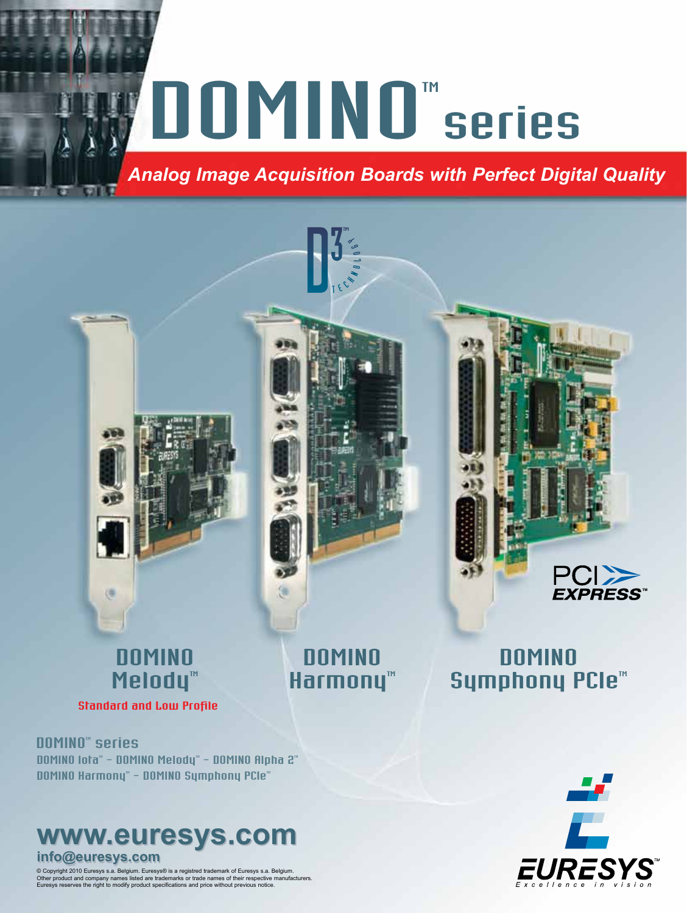# DOMINO™ series

***Analog Image Acquisition Boards with Perfect Digital Quality***

D3™ TECHNOLOGY

## DOMINO Melody™

**Standard and Low Profile**

## DOMINO Harmony™

## DOMINO Symphony PCIe™

PCI EXPRESS™

### DOMINO™ series

DOMINO Iota™ – DOMINO Melody™ – DOMINO Alpha 2™
DOMINO Harmony™ – DOMINO Symphony PCIe™

**www.euresys.com**

**info@euresys.com**

© Copyright 2010 Euresys s.a. Belgium. Euresys® is a registred trademark of Euresys s.a. Belgium.
Other product and company names listed are trademarks or trade names of their respective manufacturers.
Euresys reserves the right to modify product specifications and price without previous notice.

EURESYS™ Excellence in vision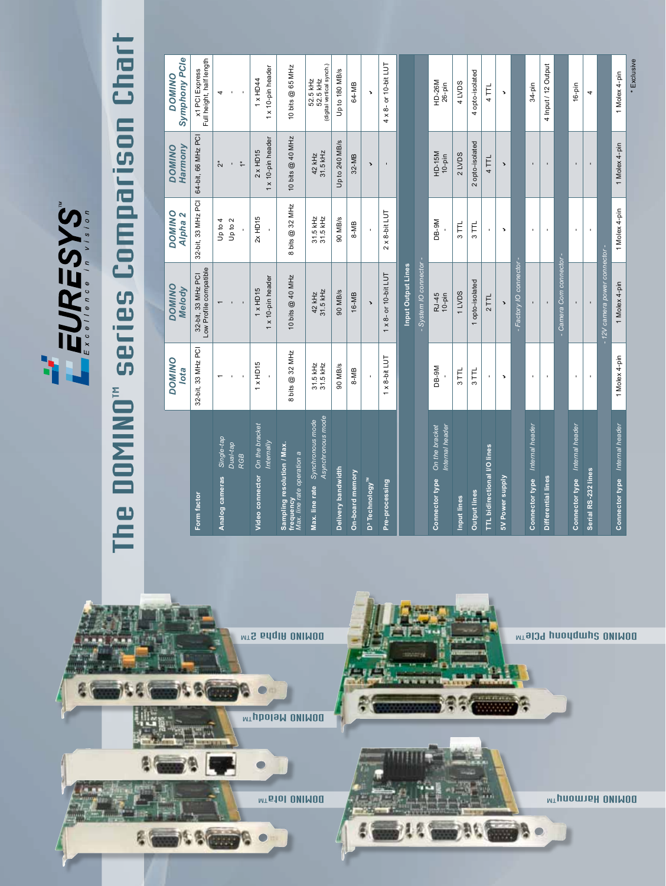# The DOMINO™ series Comparison Chart

EURESYS™ Excellence in vision

| | | DOMINO Iota | DOMINO Melody | DOMINO Alpha 2 | DOMINO Harmony | DOMINO Symphony PCIe |
|---|---|---|---|---|---|---|
| **Form factor** | | 32-bit, 33 MHz PCI | 32-bit, 33 MHz PCI Low Profile compatible | 32-bit, 33 MHz PCI | 64-bit, 66 MHz PCI | x1 PCI Express Full height, half length |
| **Analog cameras** | *Single-tap* | 1 | 1 | Up to 4 | 2* | 4 |
| | *Dual-tap* | - | - | Up to 2 | - | - |
| | *RGB* | - | - | - | 1* | - |
| **Video connector** | *On the bracket* | 1 x HD15 | 1 x HD15 | 2x HD15 | 2 x HD15 | 1 x HD44 |
| | *Internally* | - | 1 x 10-pin header | - | 1 x 10-pin header | 1 x 10-pin header |
| **Sampling resolution / Max. frequency** *Max. line rate operation a* | | 8 bits @ 32 MHz | 10 bits @ 40 MHz | 8 bits @ 32 MHz | 10 bits @ 40 MHz | 10 bits @ 65 MHz |
| **Max. line rate** | *Synchronous mode* | 31.5 kHz | 42 kHz | 31.5 kHz | 42 kHz | 52.5 kHz |
| | *Asynchronous mode* | 31.5 kHz | 31.5 kHz | 31.5 kHz | 31.5 kHz | 52.5 kHz (digital vertical synch.) |
| **Delivery bandwidth** | | 90 MB/s | 90 MB/s | 90 MB/s | Up to 240 MB/s | Up to 180 MB/s |
| **On-board memory** | | 8-MB | 16-MB | 8-MB | 32-MB | 64-MB |
| **D³ Technology™** | | - | ✓ | - | ✓ | ✓ |
| **Pre-processing** | | 1 x 8-bit LUT | 1 x 8- or 10-bit LUT | 2 x 8-bit LUT | - | 4 x 8- or 10-bit LUT |
| **Input Output Lines** | | | | | | |
| *- System IO connector -* | | | | | | |
| **Connector type** | *On the bracket* | DB-9M | RJ-45 | DB-9M | HD-15M | HD-26M |
| | *Internal header* | - | 10-pin | - | 10-pin | 26-pin |
| **Input lines** | | 3 TTL | 1 LVDS | 3 TTL | 2 LVDS | 4 LVDS |
| **Output lines** | | 3 TTL | 1 opto-isolated | 3 TTL | 2 opto-isolated | 4 opto-isolated |
| **TTL bidirectional I/O lines** | | - | 2 TTL | - | 4 TTL | 4 TTL |
| **5V Power supply** | | ✓ | ✓ | ✓ | ✓ | ✓ |
| *- Factory IO connector -* | | | | | | |
| **Connector type** | *Internal header* | - | - | - | - | 34-pin |
| **Differential lines** | | - | - | - | - | 4 Input / 12 Output |
| *- Camera Com connector -* | | | | | | |
| **Connector type** | *Internal header* | - | - | - | - | 16-pin |
| **Serial RS-232 lines** | | - | - | - | - | 4 |
| *- 12V camera power connector -* | | | | | | |
| **Connector type** | *Internal header* | 1 Molex 4-pin | 1 Molex 4-pin | 1 Molex 4-pin | 1 Molex 4-pin | 1 Molex 4-pin |

\* Exclusive

DOMINO Iota™

DOMINO Melody™

DOMINO Alpha 2™

DOMINO Harmony™

DOMINO Symphony PCIe™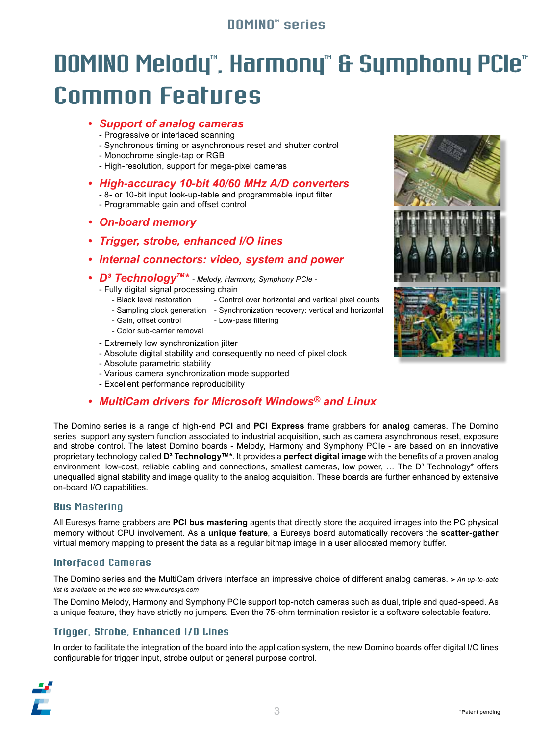# DOMINO Melody™, Harmony™ & Symphony PCIe™ Common Features

- ***Support of analog cameras***
  - Progressive or interlaced scanning
  - Synchronous timing or asynchronous reset and shutter control
  - Monochrome single-tap or RGB
  - High-resolution, support for mega-pixel cameras
- ***High-accuracy 10-bit 40/60 MHz A/D converters***
  - 8- or 10-bit input look-up-table and programmable input filter
  - Programmable gain and offset control
- ***On-board memory***
- ***Trigger, strobe, enhanced I/O lines***
- ***Internal connectors: video, system and power***
- ***D³ Technology™**** *- Melody, Harmony, Symphony PCIe -*
  - Fully digital signal processing chain
    - Black level restoration
    - Sampling clock generation
    - Gain, offset control
    - Color sub-carrier removal
    - Control over horizontal and vertical pixel counts
    - Synchronization recovery: vertical and horizontal
    - Low-pass filtering
  - Extremely low synchronization jitter
  - Absolute digital stability and consequently no need of pixel clock
  - Absolute parametric stability
  - Various camera synchronization mode supported
  - Excellent performance reproducibility
- ***MultiCam drivers for Microsoft Windows® and Linux***

The Domino series is a range of high-end **PCI** and **PCI Express** frame grabbers for **analog** cameras. The Domino series support any system function associated to industrial acquisition, such as camera asynchronous reset, exposure and strobe control. The latest Domino boards - Melody, Harmony and Symphony PCIe - are based on an innovative proprietary technology called **D³ Technology™***. It provides a **perfect digital image** with the benefits of a proven analog environment: low-cost, reliable cabling and connections, smallest cameras, low power, … The D³ Technology* offers unequalled signal stability and image quality to the analog acquisition. These boards are further enhanced by extensive on-board I/O capabilities.

## Bus Mastering

All Euresys frame grabbers are **PCI bus mastering** agents that directly store the acquired images into the PC physical memory without CPU involvement. As a **unique feature**, a Euresys board automatically recovers the **scatter-gather** virtual memory mapping to present the data as a regular bitmap image in a user allocated memory buffer.

## Interfaced Cameras

The Domino series and the MultiCam drivers interface an impressive choice of different analog cameras. ➤ *An up-to-date list is available on the web site www.euresys.com*

The Domino Melody, Harmony and Symphony PCIe support top-notch cameras such as dual, triple and quad-speed. As a unique feature, they have strictly no jumpers. Even the 75-ohm termination resistor is a software selectable feature.

## Trigger, Strobe, Enhanced I/O Lines

In order to facilitate the integration of the board into the application system, the new Domino boards offer digital I/O lines configurable for trigger input, strobe output or general purpose control.

*Patent pending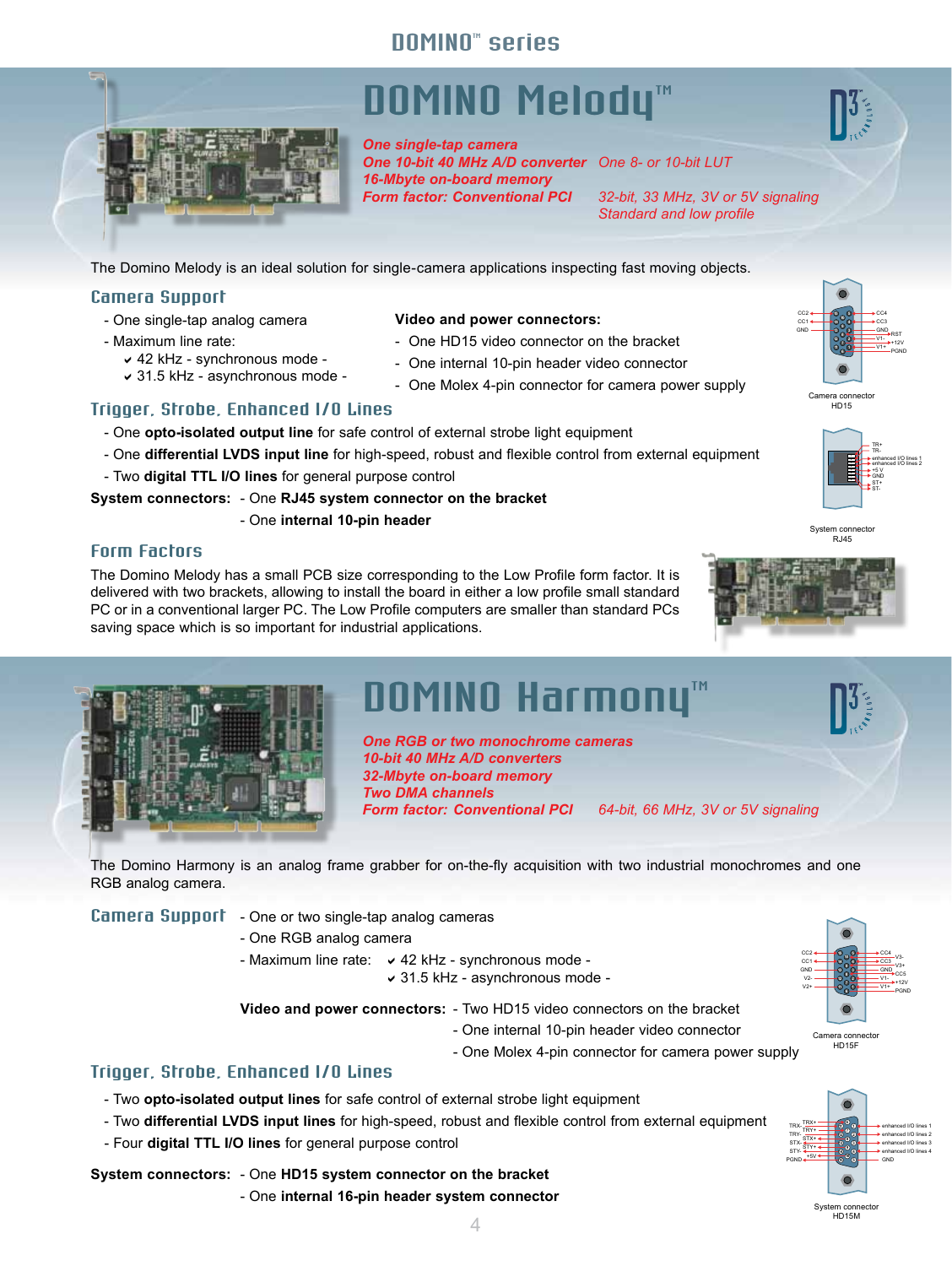# DOMINO Melody™

***One single-tap camera***
***One 10-bit 40 MHz A/D converter*** *One 8- or 10-bit LUT*
***16-Mbyte on-board memory***
***Form factor: Conventional PCI*** *32-bit, 33 MHz, 3V or 5V signaling*
*Standard and low profile*

The Domino Melody is an ideal solution for single-camera applications inspecting fast moving objects.

## Camera Support

- One single-tap analog camera
- Maximum line rate:
  - ✔ 42 kHz - synchronous mode -
  - ✔ 31.5 kHz - asynchronous mode -

**Video and power connectors:**

- One HD15 video connector on the bracket
- One internal 10-pin header video connector
- One Molex 4-pin connector for camera power supply

Camera connector HD15

## Trigger, Strobe, Enhanced I/O Lines

- One **opto-isolated output line** for safe control of external strobe light equipment
- One **differential LVDS input line** for high-speed, robust and flexible control from external equipment
- Two **digital TTL I/O lines** for general purpose control

**System connectors:** - One **RJ45 system connector on the bracket**
- One **internal 10-pin header**

System connector RJ45

## Form Factors

The Domino Melody has a small PCB size corresponding to the Low Profile form factor. It is delivered with two brackets, allowing to install the board in either a low profile small standard PC or in a conventional larger PC. The Low Profile computers are smaller than standard PCs saving space which is so important for industrial applications.

# DOMINO Harmony™

***One RGB or two monochrome cameras***
***10-bit 40 MHz A/D converters***
***32-Mbyte on-board memory***
***Two DMA channels***
***Form factor: Conventional PCI*** *64-bit, 66 MHz, 3V or 5V signaling*

The Domino Harmony is an analog frame grabber for on-the-fly acquisition with two industrial monochromes and one RGB analog camera.

## Camera Support

- One or two single-tap analog cameras
- One RGB analog camera
- Maximum line rate:
  - ✔ 42 kHz - synchronous mode -
  - ✔ 31.5 kHz - asynchronous mode -

**Video and power connectors:**

- Two HD15 video connectors on the bracket
- One internal 10-pin header video connector
- One Molex 4-pin connector for camera power supply

Camera connector HD15F

## Trigger, Strobe, Enhanced I/O Lines

- Two **opto-isolated output lines** for safe control of external strobe light equipment
- Two **differential LVDS input lines** for high-speed, robust and flexible control from external equipment
- Four **digital TTL I/O lines** for general purpose control

**System connectors:** - One **HD15 system connector on the bracket**
- One **internal 16-pin header system connector**

System connector HD15M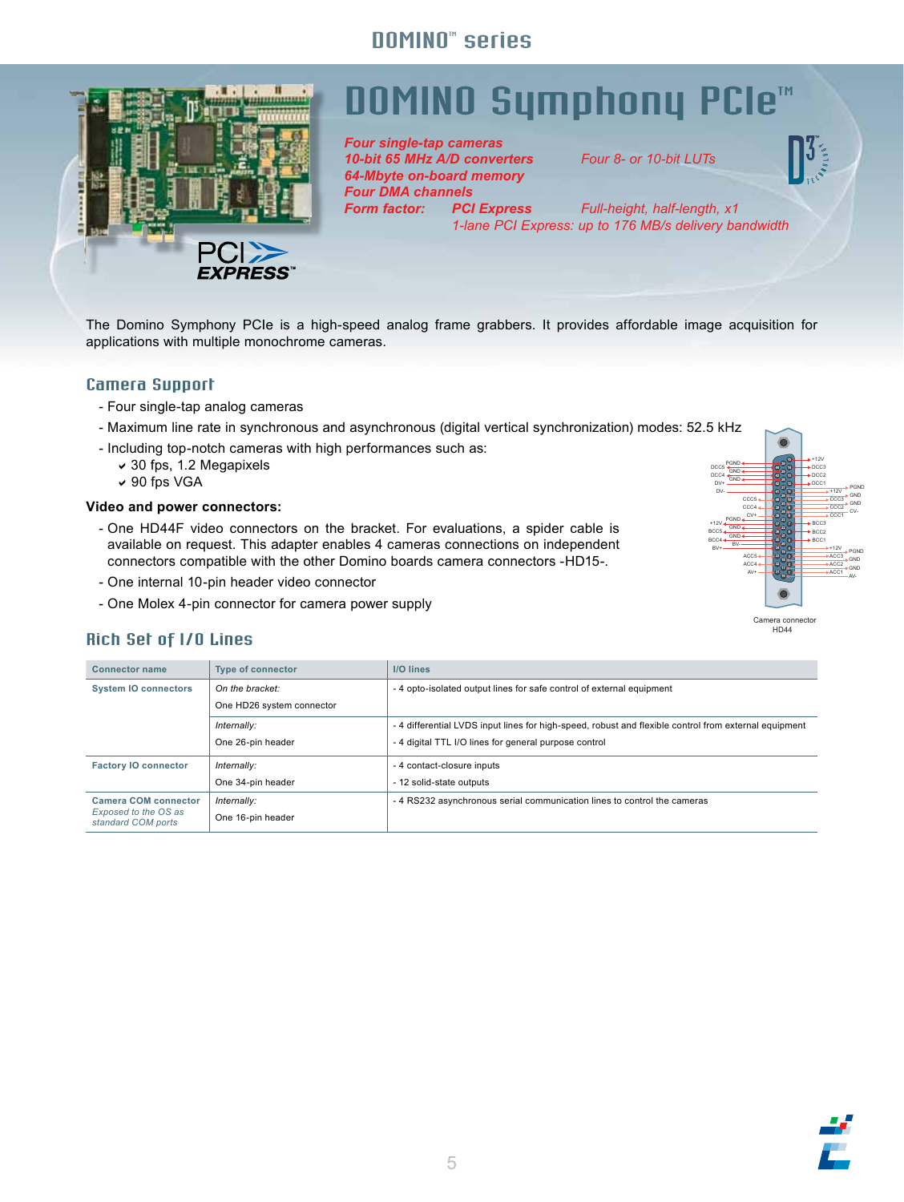# DOMINO Symphony PCIe™

***Four single-tap cameras***
***10-bit 65 MHz A/D converters*** *Four 8- or 10-bit LUTs*
***64-Mbyte on-board memory***
***Four DMA channels***
***Form factor:*** ***PCI Express*** *Full-height, half-length, x1*
*1-lane PCI Express: up to 176 MB/s delivery bandwidth*

The Domino Symphony PCIe is a high-speed analog frame grabbers. It provides affordable image acquisition for applications with multiple monochrome cameras.

## Camera Support

- Four single-tap analog cameras
- Maximum line rate in synchronous and asynchronous (digital vertical synchronization) modes: 52.5 kHz
- Including top-notch cameras with high performances such as:
  - ✔ 30 fps, 1.2 Megapixels
  - ✔ 90 fps VGA

**Video and power connectors:**

- One HD44F video connectors on the bracket. For evaluations, a spider cable is available on request. This adapter enables 4 cameras connections on independent connectors compatible with the other Domino boards camera connectors -HD15-.
- One internal 10-pin header video connector
- One Molex 4-pin connector for camera power supply

Camera connector HD44

## Rich Set of I/O Lines

| Connector name | Type of connector | I/O lines |
|---|---|---|
| System IO connectors | *On the bracket:* One HD26 system connector | - 4 opto-isolated output lines for safe control of external equipment |
| | *Internally:* One 26-pin header | - 4 differential LVDS input lines for high-speed, robust and flexible control from external equipment<br>- 4 digital TTL I/O lines for general purpose control |
| Factory IO connector | *Internally:* One 34-pin header | - 4 contact-closure inputs<br>- 12 solid-state outputs |
| Camera COM connector *Exposed to the OS as standard COM ports* | *Internally:* One 16-pin header | - 4 RS232 asynchronous serial communication lines to control the cameras |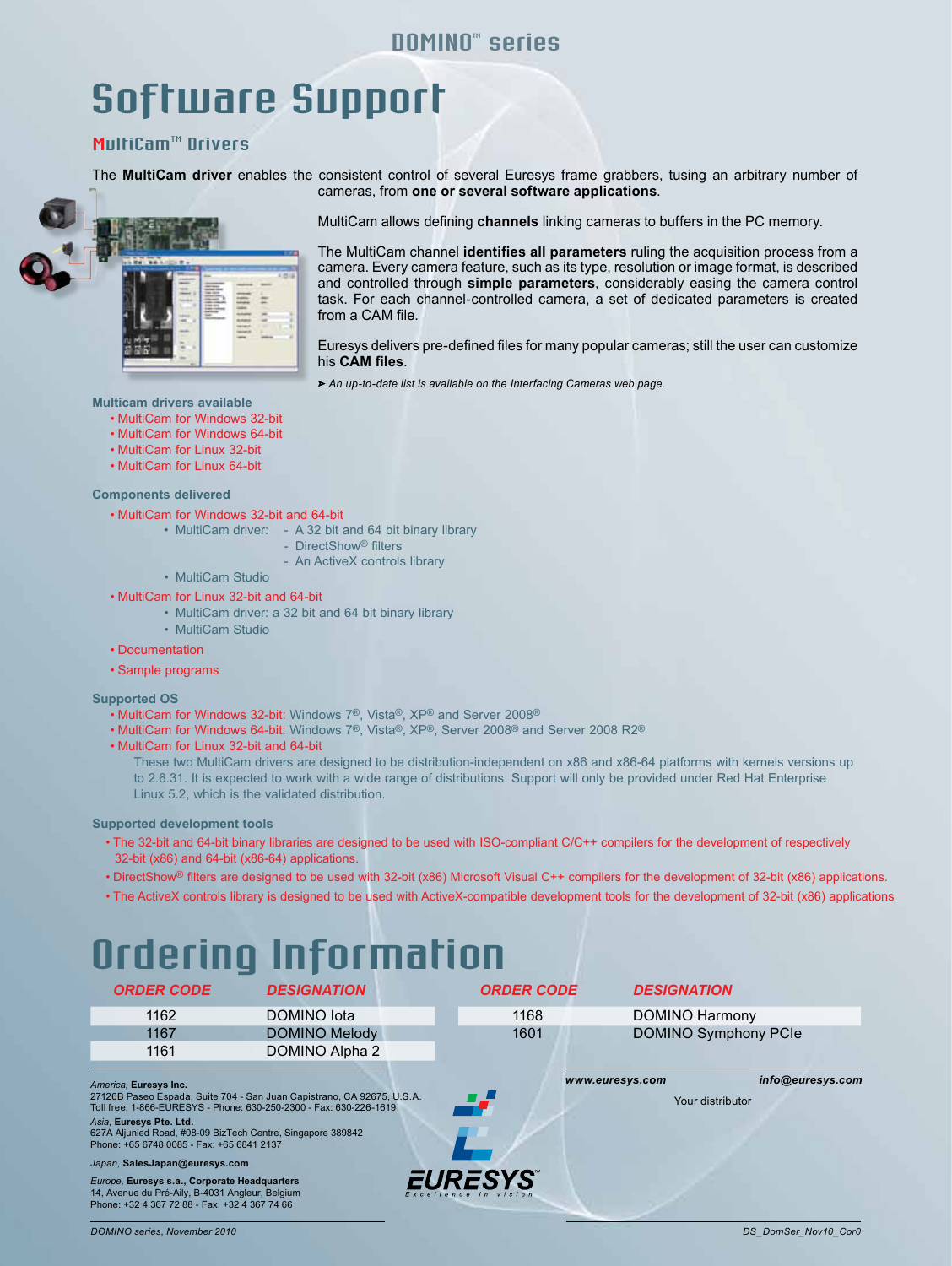# Software Support

## MultiCam™ Drivers

The **MultiCam driver** enables the consistent control of several Euresys frame grabbers, tusing an arbitrary number of cameras, from **one or several software applications**.

MultiCam allows defining **channels** linking cameras to buffers in the PC memory.

The MultiCam channel **identifies all parameters** ruling the acquisition process from a camera. Every camera feature, such as its type, resolution or image format, is described and controlled through **simple parameters**, considerably easing the camera control task. For each channel-controlled camera, a set of dedicated parameters is created from a CAM file.

Euresys delivers pre-defined files for many popular cameras; still the user can customize his **CAM files**.

➤ *An up-to-date list is available on the Interfacing Cameras web page.*

### Multicam drivers available

- MultiCam for Windows 32-bit
- MultiCam for Windows 64-bit
- MultiCam for Linux 32-bit
- MultiCam for Linux 64-bit

### Components delivered

- MultiCam for Windows 32-bit and 64-bit
  - MultiCam driver:
    - A 32 bit and 64 bit binary library
    - DirectShow® filters
    - An ActiveX controls library
  - MultiCam Studio
- MultiCam for Linux 32-bit and 64-bit
  - MultiCam driver: a 32 bit and 64 bit binary library
  - MultiCam Studio
- Documentation
- Sample programs

### Supported OS

- MultiCam for Windows 32-bit: Windows 7®, Vista®, XP® and Server 2008®
- MultiCam for Windows 64-bit: Windows 7®, Vista®, XP®, Server 2008® and Server 2008 R2®
- MultiCam for Linux 32-bit and 64-bit

  These two MultiCam drivers are designed to be distribution-independent on x86 and x86-64 platforms with kernels versions up to 2.6.31. It is expected to work with a wide range of distributions. Support will only be provided under Red Hat Enterprise Linux 5.2, which is the validated distribution.

### Supported development tools

- The 32-bit and 64-bit binary libraries are designed to be used with ISO-compliant C/C++ compilers for the development of respectively 32-bit (x86) and 64-bit (x86-64) applications.
- DirectShow® filters are designed to be used with 32-bit (x86) Microsoft Visual C++ compilers for the development of 32-bit (x86) applications.
- The ActiveX controls library is designed to be used with ActiveX-compatible development tools for the development of 32-bit (x86) applications

# Ordering Information

| ORDER CODE | DESIGNATION |
|---|---|
| 1162 | DOMINO Iota |
| 1167 | DOMINO Melody |
| 1161 | DOMINO Alpha 2 |
| 1168 | DOMINO Harmony |
| 1601 | DOMINO Symphony PCIe |

*America,* **Euresys Inc.**
27126B Paseo Espada, Suite 704 - San Juan Capistrano, CA 92675, U.S.A.
Toll free: 1-866-EURESYS - Phone: 630-250-2300 - Fax: 630-226-1619

*Asia,* **Euresys Pte. Ltd.**
627A Aljunied Road, #08-09 BizTech Centre, Singapore 389842
Phone: +65 6748 0085 - Fax: +65 6841 2137

*Japan,* **SalesJapan@euresys.com**

*Europe,* **Euresys s.a., Corporate Headquarters**
14, Avenue du Pré-Aily, B-4031 Angleur, Belgium
Phone: +32 4 367 72 88 - Fax: +32 4 367 74 66

EURESYS™ Excellence in vision

***www.euresys.com*** ***info@euresys.com***

Your distributor

*DOMINO series, November 2010*

*DS_DomSer_Nov10_Cor0*